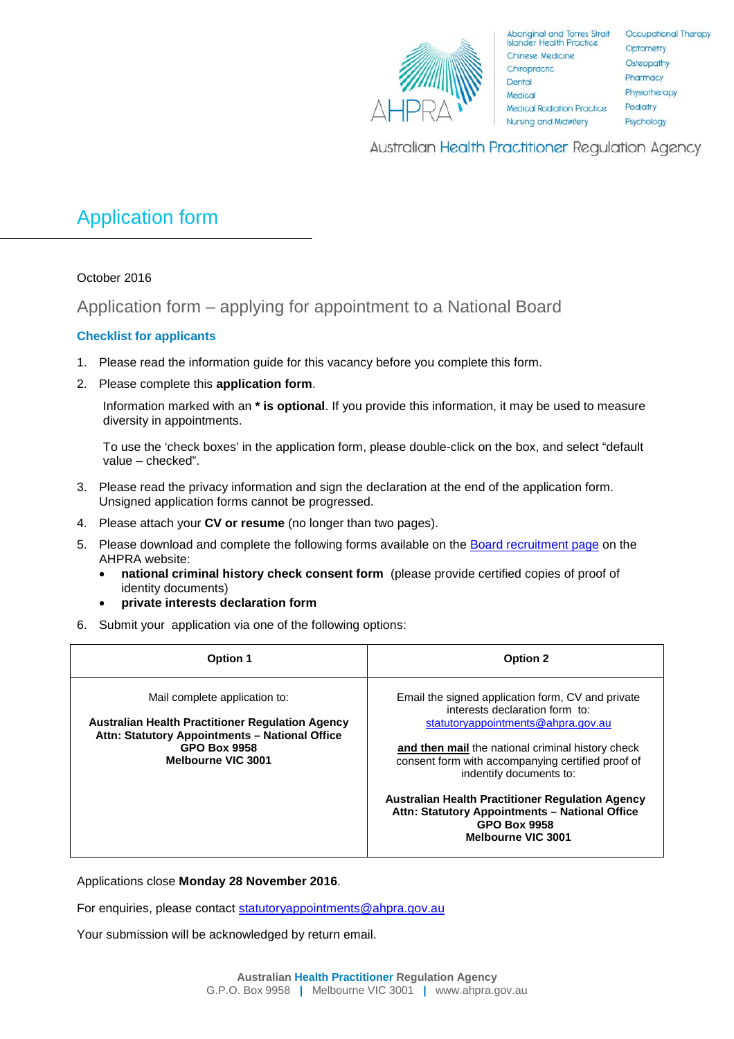# Application form

October 2016

## Application form – applying for appointment to a National Board

### Checklist for applicants

1. Please read the information guide for this vacancy before you complete this form.
2. Please complete this **application form**.

   Information marked with an *** is optional**. If you provide this information, it may be used to measure diversity in appointments.

   To use the 'check boxes' in the application form, please double-click on the box, and select "default value – checked".

3. Please read the privacy information and sign the declaration at the end of the application form. Unsigned application forms cannot be progressed.
4. Please attach your **CV or resume** (no longer than two pages).
5. Please download and complete the following forms available on the [Board recruitment page]() on the AHPRA website:
   - **national criminal history check consent form** (please provide certified copies of proof of identity documents)
   - **private interests declaration form**
6. Submit your application via one of the following options:

| Option 1 | Option 2 |
|---|---|
| Mail complete application to:<br><br>**Australian Health Practitioner Regulation Agency**<br>**Attn: Statutory Appointments – National Office**<br>**GPO Box 9958**<br>**Melbourne VIC 3001** | Email the signed application form, CV and private interests declaration form to:<br>statutoryappointments@ahpra.gov.au<br><br>**and then mail** the national criminal history check consent form with accompanying certified proof of indentify documents to:<br><br>**Australian Health Practitioner Regulation Agency**<br>**Attn: Statutory Appointments – National Office**<br>**GPO Box 9958**<br>**Melbourne VIC 3001** |

Applications close **Monday 28 November 2016**.

For enquiries, please contact statutoryappointments@ahpra.gov.au

Your submission will be acknowledged by return email.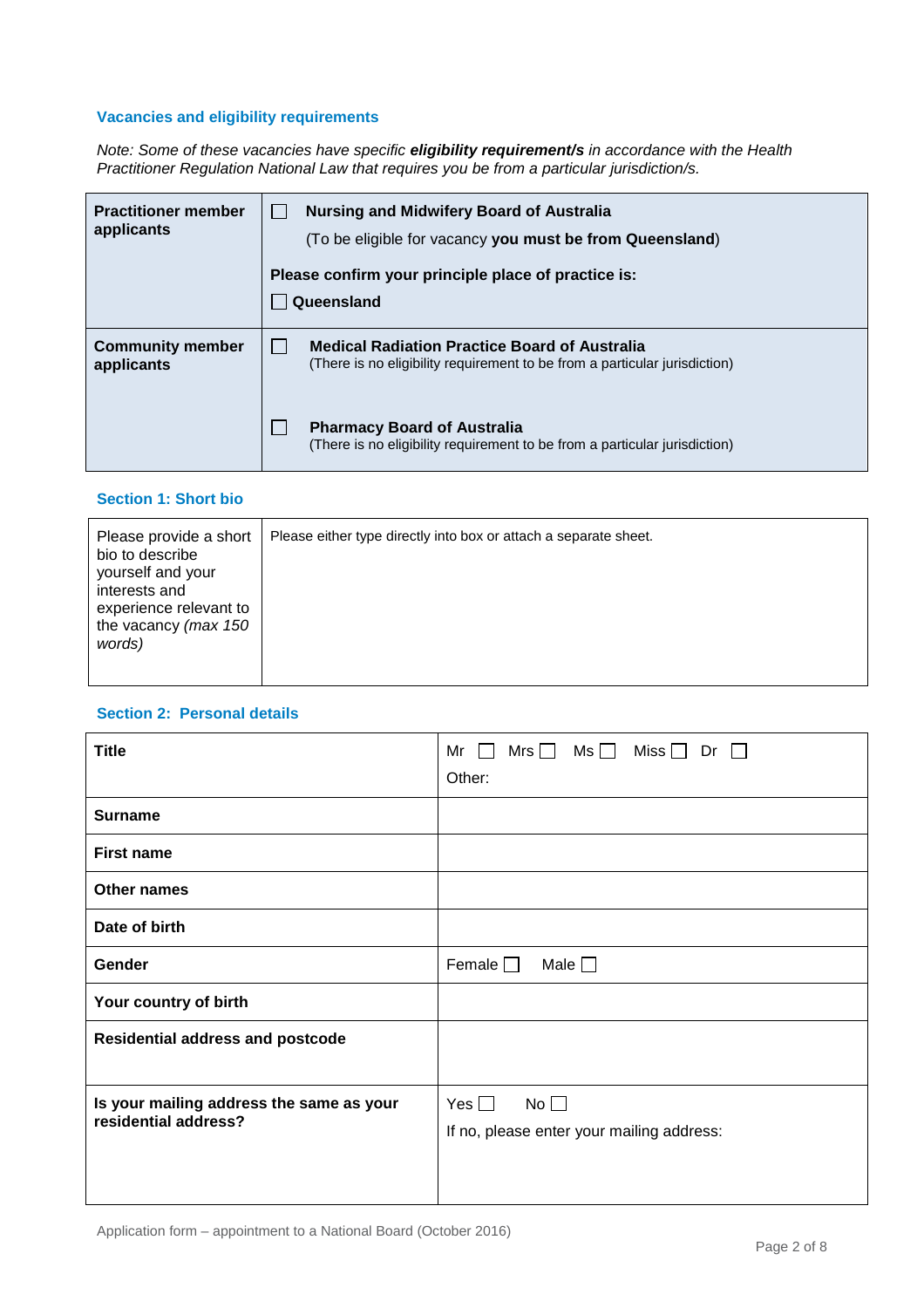### Vacancies and eligibility requirements

*Note: Some of these vacancies have specific **eligibility requirement/s** in accordance with the Health Practitioner Regulation National Law that requires you be from a particular jurisdiction/s.*

| | |
|---|---|
| **Practitioner member applicants** | ☐ **Nursing and Midwifery Board of Australia**<br>(To be eligible for vacancy **you must be from Queensland**)<br>**Please confirm your principle place of practice is:**<br>☐ **Queensland** |
| **Community member applicants** | ☐ **Medical Radiation Practice Board of Australia**<br>(There is no eligibility requirement to be from a particular jurisdiction)<br>☐ **Pharmacy Board of Australia**<br>(There is no eligibility requirement to be from a particular jurisdiction) |

### Section 1: Short bio

| | |
|---|---|
| Please provide a short bio to describe yourself and your interests and experience relevant to the vacancy *(max 150 words)* | Please either type directly into box or attach a separate sheet. |

### Section 2: Personal details

| | |
|---|---|
| **Title** | Mr ☐ Mrs ☐ Ms ☐ Miss ☐ Dr ☐<br>Other: |
| **Surname** | |
| **First name** | |
| **Other names** | |
| **Date of birth** | |
| **Gender** | Female ☐ Male ☐ |
| **Your country of birth** | |
| **Residential address and postcode** | |
| **Is your mailing address the same as your residential address?** | Yes ☐ No ☐<br>If no, please enter your mailing address: |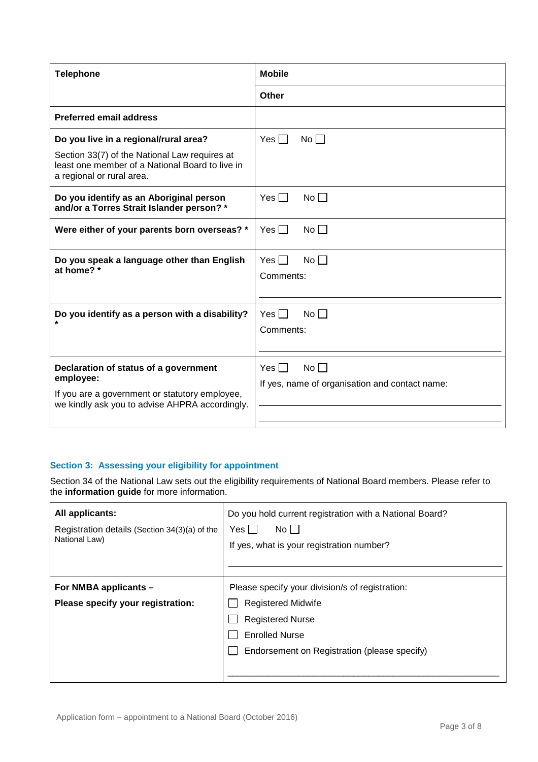| Telephone | Mobile |
| --- | --- |
| | Other |
| Preferred email address | |
| **Do you live in a regional/rural area?**<br>Section 33(7) of the National Law requires at least one member of a National Board to live in a regional or rural area. | Yes ☐ No ☐ |
| **Do you identify as an Aboriginal person and/or a Torres Strait Islander person? *** | Yes ☐ No ☐ |
| **Were either of your parents born overseas? *** | Yes ☐ No ☐ |
| **Do you speak a language other than English at home? *** | Yes ☐ No ☐<br>Comments: |
| **Do you identify as a person with a disability? *** | Yes ☐ No ☐<br>Comments: |
| **Declaration of status of a government employee:**<br>If you are a government or statutory employee, we kindly ask you to advise AHPRA accordingly. | Yes ☐ No ☐<br>If yes, name of organisation and contact name: |

## Section 3: Assessing your eligibility for appointment

Section 34 of the National Law sets out the eligibility requirements of National Board members. Please refer to the **information guide** for more information.

| All applicants: | Do you hold current registration with a National Board? |
| --- | --- |
| Registration details (Section 34(3)(a) of the National Law) | Yes ☐ No ☐<br>If yes, what is your registration number? |
| **For NMBA applicants –**<br>**Please specify your registration:** | Please specify your division/s of registration:<br>☐ Registered Midwife<br>☐ Registered Nurse<br>☐ Enrolled Nurse<br>☐ Endorsement on Registration (please specify) |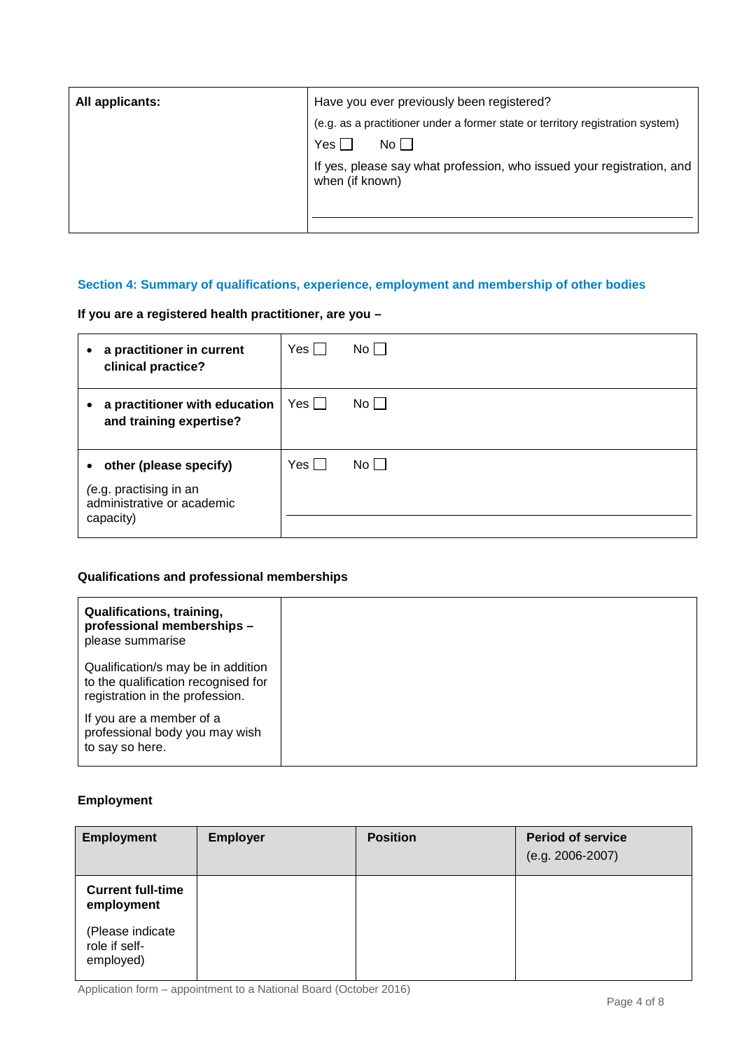| All applicants: | Have you ever previously been registered?<br>(e.g. as a practitioner under a former state or territory registration system)<br>Yes ☐ No ☐<br>If yes, please say what profession, who issued your registration, and when (if known) |
|---|---|

## Section 4: Summary of qualifications, experience, employment and membership of other bodies

**If you are a registered health practitioner, are you –**

| | |
|---|---|
| • **a practitioner in current clinical practice?** | Yes ☐ No ☐ |
| • **a practitioner with education and training expertise?** | Yes ☐ No ☐ |
| • **other (please specify)**<br>(e.g. practising in an administrative or academic capacity) | Yes ☐ No ☐ |

**Qualifications and professional memberships**

| | |
|---|---|
| **Qualifications, training, professional memberships –** please summarise<br>Qualification/s may be in addition to the qualification recognised for registration in the profession.<br>If you are a member of a professional body you may wish to say so here. | |

**Employment**

| Employment | Employer | Position | Period of service (e.g. 2006-2007) |
|---|---|---|---|
| **Current full-time employment**<br>(Please indicate role if self-employed) | | | |

Application form – appointment to a National Board (October 2016)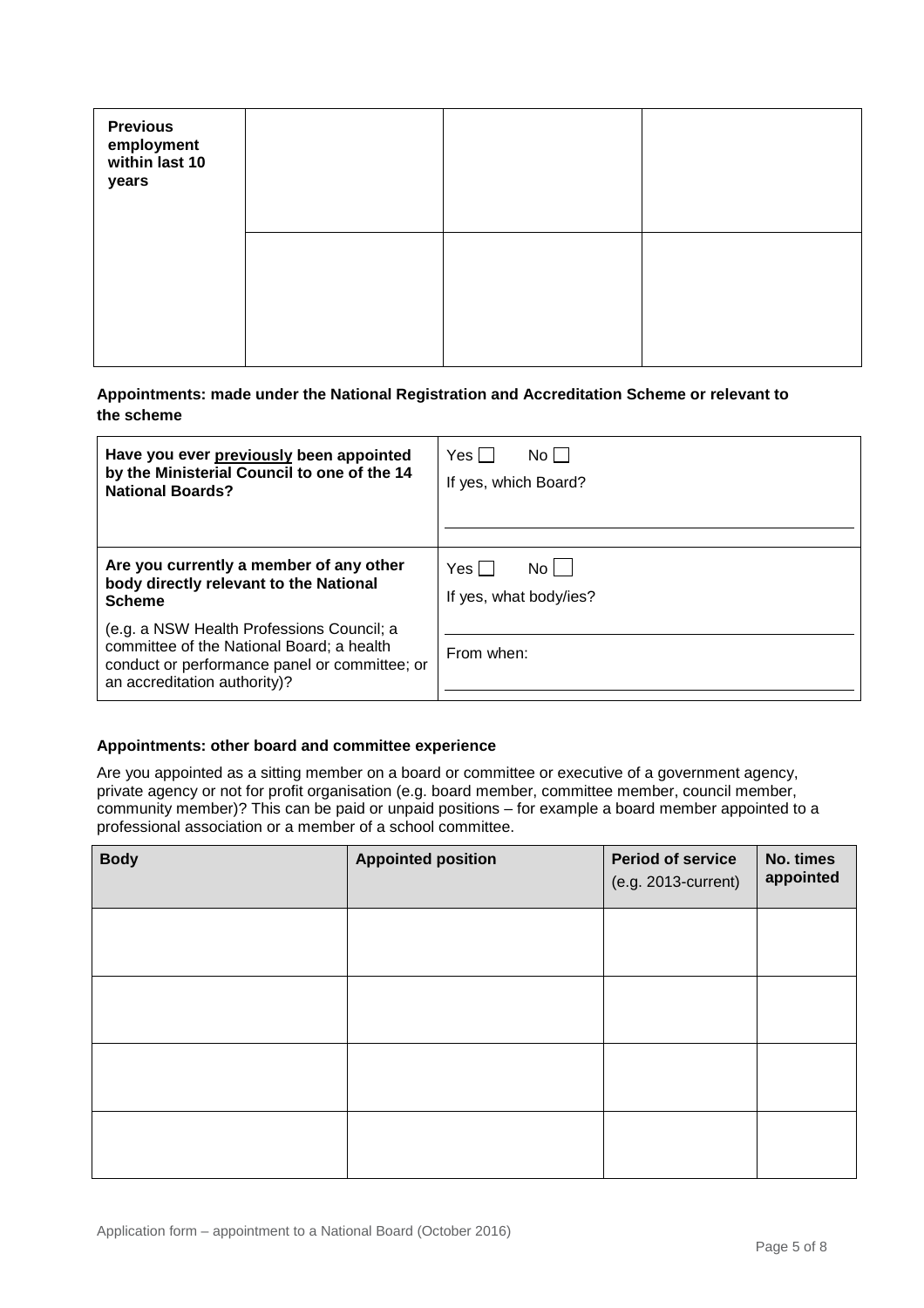| **Previous employment within last 10 years** | | | |
|---|---|---|---|
| | | | |

**Appointments: made under the National Registration and Accreditation Scheme or relevant to the scheme**

| | |
|---|---|
| **Have you ever <u>previously</u> been appointed by the Ministerial Council to one of the 14 National Boards?** | Yes ☐ No ☐<br>If yes, which Board? |
| **Are you currently a member of any other body directly relevant to the National Scheme**<br>(e.g. a NSW Health Professions Council; a committee of the National Board; a health conduct or performance panel or committee; or an accreditation authority)? | Yes ☐ No ☐<br>If yes, what body/ies?<br>From when: |

**Appointments: other board and committee experience**

Are you appointed as a sitting member on a board or committee or executive of a government agency, private agency or not for profit organisation (e.g. board member, committee member, council member, community member)? This can be paid or unpaid positions – for example a board member appointed to a professional association or a member of a school committee.

| **Body** | **Appointed position** | **Period of service** (e.g. 2013-current) | **No. times appointed** |
|---|---|---|---|
| | | | |
| | | | |
| | | | |
| | | | |

Application form – appointment to a National Board (October 2016)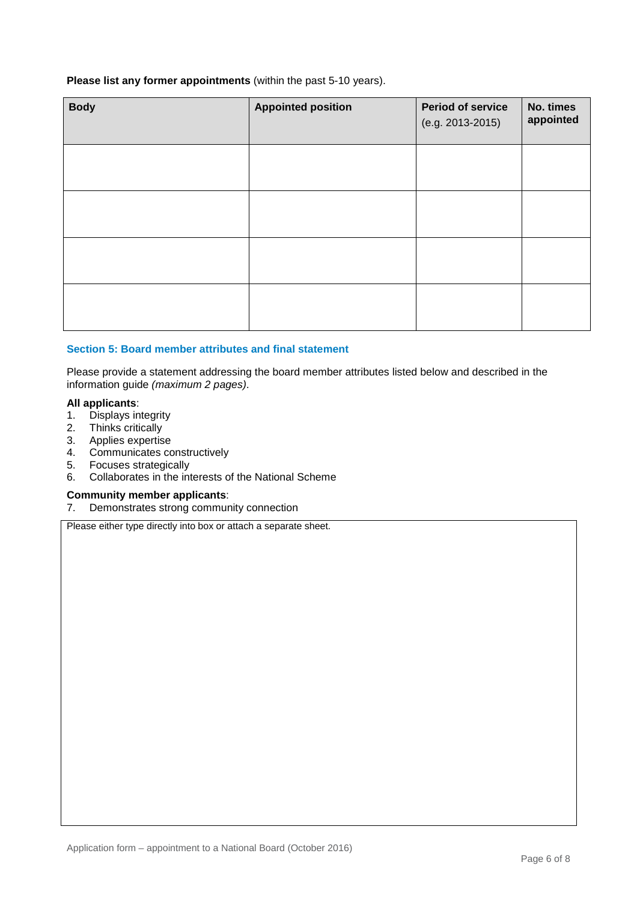**Please list any former appointments** (within the past 5-10 years).

| Body | Appointed position | Period of service (e.g. 2013-2015) | No. times appointed |
|---|---|---|---|
| | | | |
| | | | |
| | | | |
| | | | |

## Section 5: Board member attributes and final statement

Please provide a statement addressing the board member attributes listed below and described in the information guide *(maximum 2 pages)*.

**All applicants**:

1. Displays integrity
2. Thinks critically
3. Applies expertise
4. Communicates constructively
5. Focuses strategically
6. Collaborates in the interests of the National Scheme

**Community member applicants**:

7. Demonstrates strong community connection

Please either type directly into box or attach a separate sheet.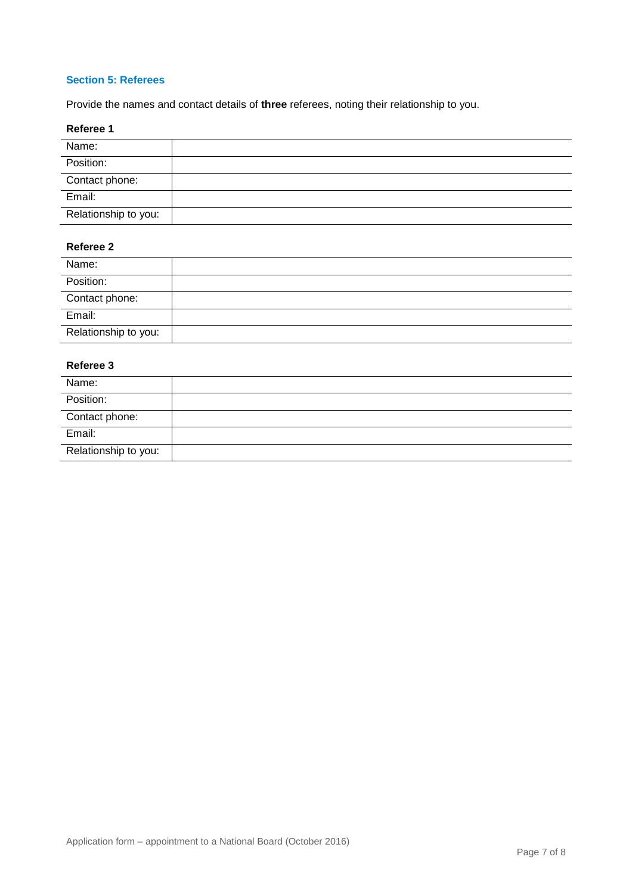## Section 5: Referees

Provide the names and contact details of **three** referees, noting their relationship to you.

**Referee 1**

| | |
|---|---|
| Name: | |
| Position: | |
| Contact phone: | |
| Email: | |
| Relationship to you: | |

**Referee 2**

| | |
|---|---|
| Name: | |
| Position: | |
| Contact phone: | |
| Email: | |
| Relationship to you: | |

**Referee 3**

| | |
|---|---|
| Name: | |
| Position: | |
| Contact phone: | |
| Email: | |
| Relationship to you: | |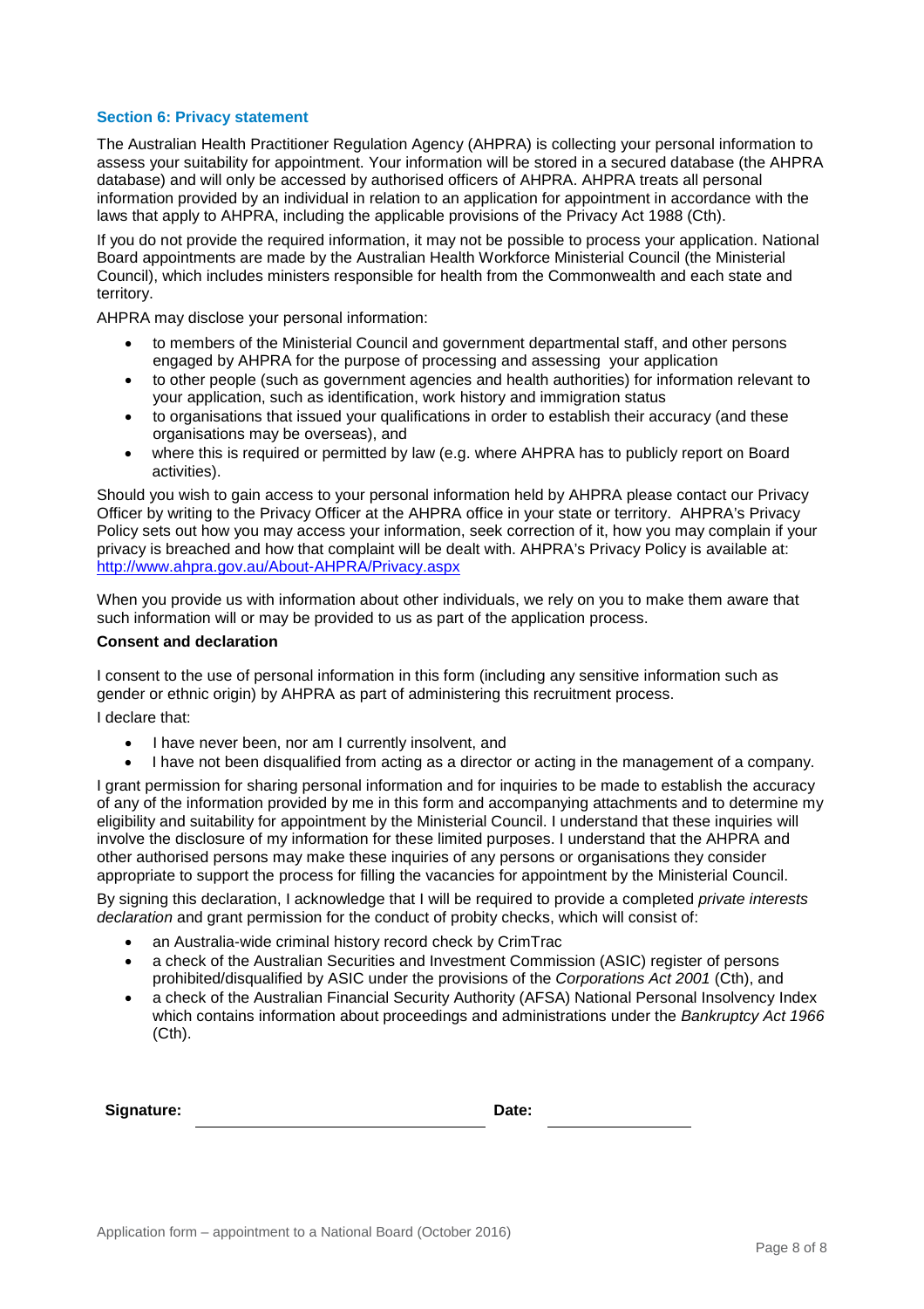### Section 6: Privacy statement

The Australian Health Practitioner Regulation Agency (AHPRA) is collecting your personal information to assess your suitability for appointment. Your information will be stored in a secured database (the AHPRA database) and will only be accessed by authorised officers of AHPRA. AHPRA treats all personal information provided by an individual in relation to an application for appointment in accordance with the laws that apply to AHPRA, including the applicable provisions of the Privacy Act 1988 (Cth).

If you do not provide the required information, it may not be possible to process your application. National Board appointments are made by the Australian Health Workforce Ministerial Council (the Ministerial Council), which includes ministers responsible for health from the Commonwealth and each state and territory.

AHPRA may disclose your personal information:

- to members of the Ministerial Council and government departmental staff, and other persons engaged by AHPRA for the purpose of processing and assessing your application
- to other people (such as government agencies and health authorities) for information relevant to your application, such as identification, work history and immigration status
- to organisations that issued your qualifications in order to establish their accuracy (and these organisations may be overseas), and
- where this is required or permitted by law (e.g. where AHPRA has to publicly report on Board activities).

Should you wish to gain access to your personal information held by AHPRA please contact our Privacy Officer by writing to the Privacy Officer at the AHPRA office in your state or territory. AHPRA's Privacy Policy sets out how you may access your information, seek correction of it, how you may complain if your privacy is breached and how that complaint will be dealt with. AHPRA's Privacy Policy is available at: [http://www.ahpra.gov.au/About-AHPRA/Privacy.aspx](http://www.ahpra.gov.au/About-AHPRA/Privacy.aspx)

When you provide us with information about other individuals, we rely on you to make them aware that such information will or may be provided to us as part of the application process.

**Consent and declaration**

I consent to the use of personal information in this form (including any sensitive information such as gender or ethnic origin) by AHPRA as part of administering this recruitment process.

I declare that:

- I have never been, nor am I currently insolvent, and
- I have not been disqualified from acting as a director or acting in the management of a company.

I grant permission for sharing personal information and for inquiries to be made to establish the accuracy of any of the information provided by me in this form and accompanying attachments and to determine my eligibility and suitability for appointment by the Ministerial Council. I understand that these inquiries will involve the disclosure of my information for these limited purposes. I understand that the AHPRA and other authorised persons may make these inquiries of any persons or organisations they consider appropriate to support the process for filling the vacancies for appointment by the Ministerial Council.

By signing this declaration, I acknowledge that I will be required to provide a completed *private interests declaration* and grant permission for the conduct of probity checks, which will consist of:

- an Australia-wide criminal history record check by CrimTrac
- a check of the Australian Securities and Investment Commission (ASIC) register of persons prohibited/disqualified by ASIC under the provisions of the *Corporations Act 2001* (Cth), and
- a check of the Australian Financial Security Authority (AFSA) National Personal Insolvency Index which contains information about proceedings and administrations under the *Bankruptcy Act 1966* (Cth).

**Signature:** ______________________________ **Date:** ________________

Application form – appointment to a National Board (October 2016)